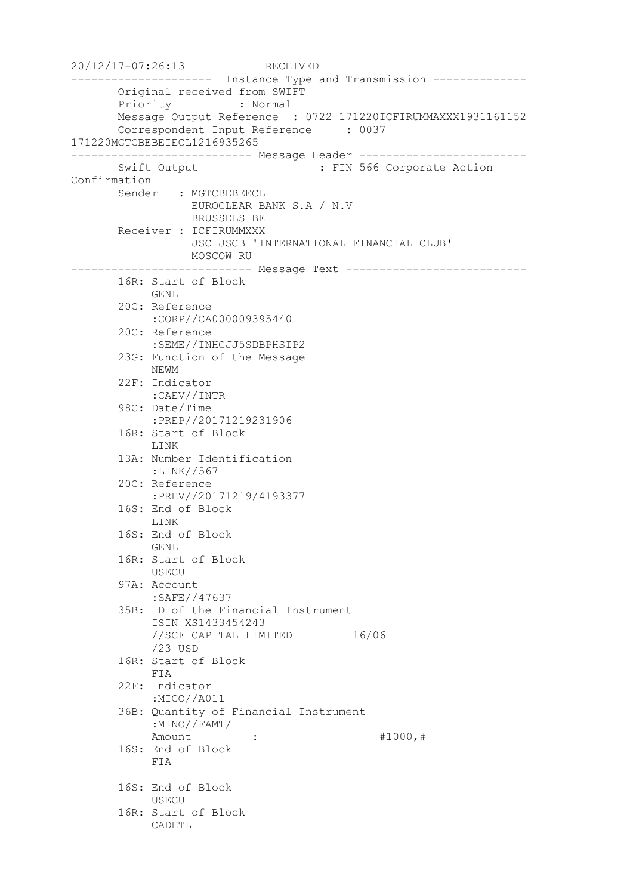```
20/12/17-07:26:13            RECEIVED
---------------------  Instance Type and Transmission --------------
       Original received from SWIFT
       Priority          : Normal
       Message Output Reference  : 0722 171220ICFIRUMMAXXX1931161152
       Correspondent Input Reference     : 0037
171220MGTCBEBEIECL1216935265
--------------------------- Message Header -------------------------
       Swift Output                  : FIN 566 Corporate Action
Confirmation
       Sender   : MGTCBEBEECL
                  EUROCLEAR BANK S.A / N.V
                  BRUSSELS BE
       Receiver : ICFIRUMMXXX
                  JSC JSCB 'INTERNATIONAL FINANCIAL CLUB'
                  MOSCOW RU
--------------------------- Message Text ---------------------------
       16R: Start of Block
            GENL
       20C: Reference
            :CORP//CA000009395440
       20C: Reference
            :SEME//INHCJJ5SDBPHSIP2
       23G: Function of the Message
            NEWM
       22F: Indicator
            :CAEV//INTR
       98C: Date/Time
            :PREP//20171219231906
       16R: Start of Block
            LINK
       13A: Number Identification
            :LINK//567
       20C: Reference
            :PREV//20171219/4193377
       16S: End of Block
            LINK
       16S: End of Block
            GENL
       16R: Start of Block
            USECU
       97A: Account
            :SAFE//47637
       35B: ID of the Financial Instrument
            ISIN XS1433454243
            //SCF CAPITAL LIMITED         16/06
            /23 USD
       16R: Start of Block
            FIA
       22F: Indicator
            :MICO//A011
       36B: Quantity of Financial Instrument
            :MINO//FAMT/
            Amount          :                    #1000,#
       16S: End of Block
            FIA

       16S: End of Block
            USECU
       16R: Start of Block
            CADETL
```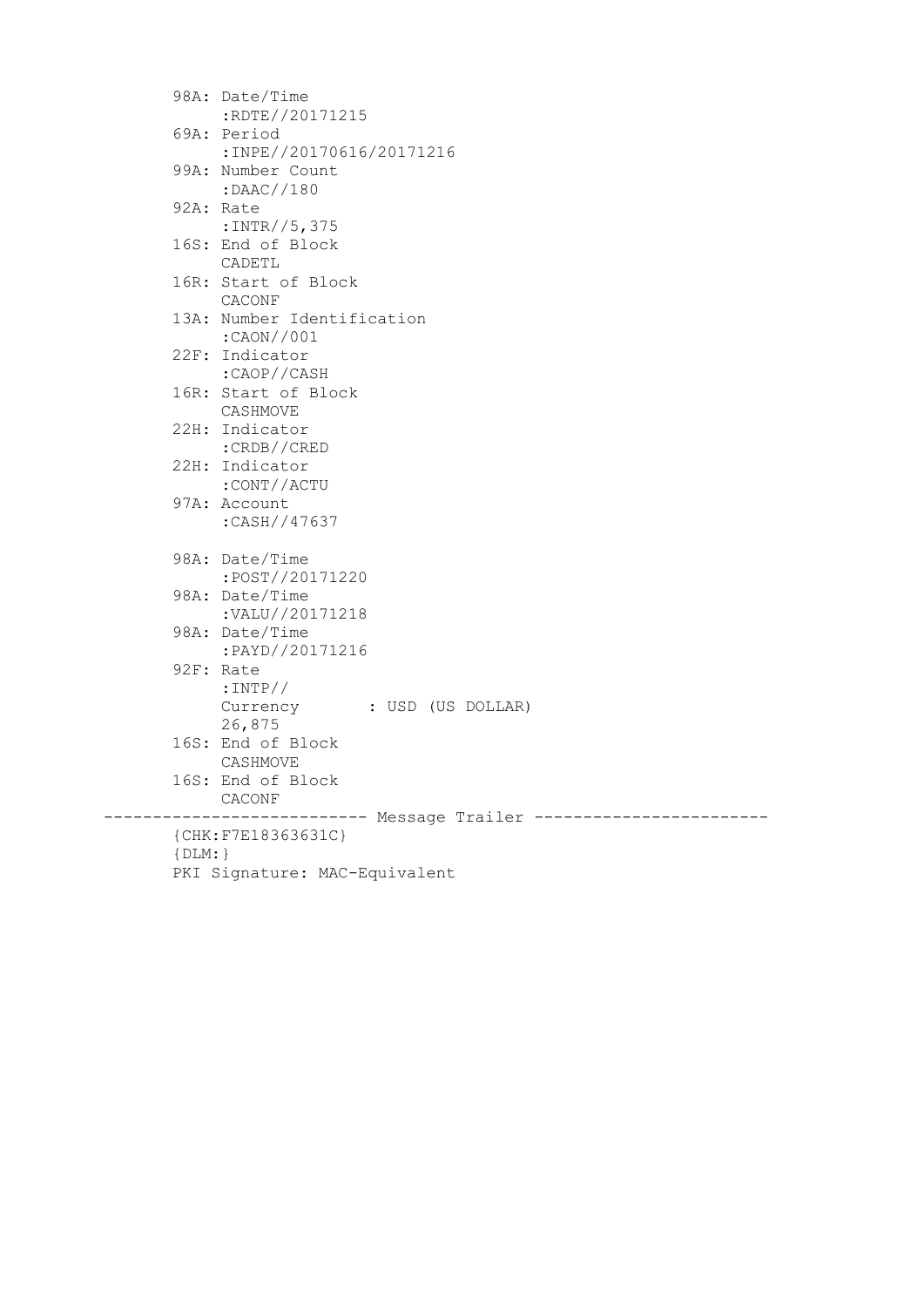```
       98A: Date/Time
            :RDTE//20171215
       69A: Period
            :INPE//20170616/20171216
       99A: Number Count
            :DAAC//180
       92A: Rate
            :INTR//5,375
       16S: End of Block
            CADETL
       16R: Start of Block
            CACONF
       13A: Number Identification
            :CAON//001
       22F: Indicator
            :CAOP//CASH
       16R: Start of Block
            CASHMOVE
       22H: Indicator
            :CRDB//CRED
       22H: Indicator
            :CONT//ACTU
       97A: Account
            :CASH//47637

       98A: Date/Time
            :POST//20171220
       98A: Date/Time
            :VALU//20171218
       98A: Date/Time
            :PAYD//20171216
       92F: Rate
            :INTP//
            Currency       : USD (US DOLLAR)
            26,875
       16S: End of Block
            CASHMOVE
       16S: End of Block
            CACONF
--------------------------- Message Trailer ------------------------
       {CHK:F7E18363631C}
       {DLM:}
       PKI Signature: MAC-Equivalent
```